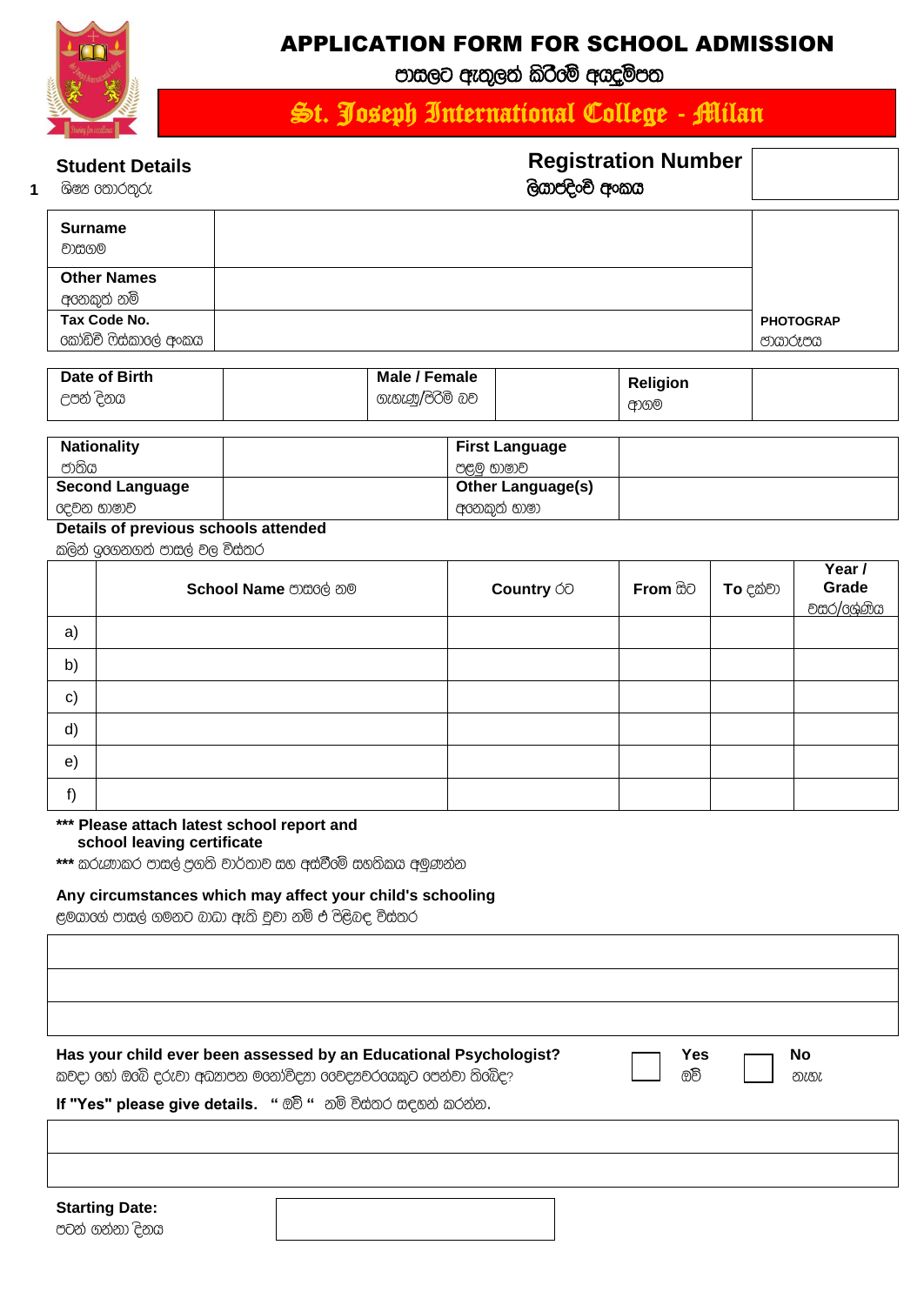# APPLICATION FORM FOR SCHOOL ADMISSION

පාසලට ඇතුලත් කිරීමේ අයදුම්පත

## St. Joseph International College - Milan

**Student Details**
1 ශිෂ්‍ය තොරතුරු

**Registration Number**
ලියාපදිංචි අංකය

| | | |
|---|---|---|
| **Surname** වාසගම | | |
| **Other Names** අනෙකුත් නම් | | |
| **Tax Code No.** කෝඩිච් ෆිස්කාලෙ අංකය | | **PHOTOGRAP** ඡායාරූපය |

| | | | | | |
|---|---|---|---|---|---|
| **Date of Birth** උපන් දිනය | | **Male / Female** ගැහැණු/පිරිමි බව | | **Religion** ආගම | |

| | | | |
|---|---|---|---|
| **Nationality** ජාතිය | | **First Language** පළමු භාෂාව | |
| **Second Language** දෙවන භාෂාව | | **Other Language(s)** අනෙකුත් භාෂා | |

**Details of previous schools attended**
කලින් ඉගෙනගත් පාසල් වල විස්තර

| | School Name පාසලේ නම | Country රට | From සිට | To දක්වා | Year / Grade වසර/ශ්‍රේණිය |
|---|---|---|---|---|---|
| a) | | | | | |
| b) | | | | | |
| c) | | | | | |
| d) | | | | | |
| e) | | | | | |
| f) | | | | | |

**\*\*\* Please attach latest school report and school leaving certificate**
\*\*\* කරුණාකර පාසල් ප්‍රගති වාර්තාව සහ අස්වීමේ සහතිකය අමුණන්න

**Any circumstances which may affect your child's schooling**
ළමයාගේ පාසල් ගමනට බාධා ඇති වුවා නම් ඒ පිළිබඳ විස්තර

| |
|---|
| |
| |
| |

**Has your child ever been assessed by an Educational Psychologist?**
කවදා හෝ ඔබේ දරුවා අධ්‍යාපන මනෝවිද්‍යා වෛද්‍යවරයෙකුට පෙන්වා තිබේද?

☐ **Yes** ඔව් ☐ **No** නැහැ

**If "Yes" please give details.** " ඔව් " නම් විස්තර සඳහන් කරන්න.

| |
|---|
| |
| |

**Starting Date:**
පටන් ගන්නා දිනය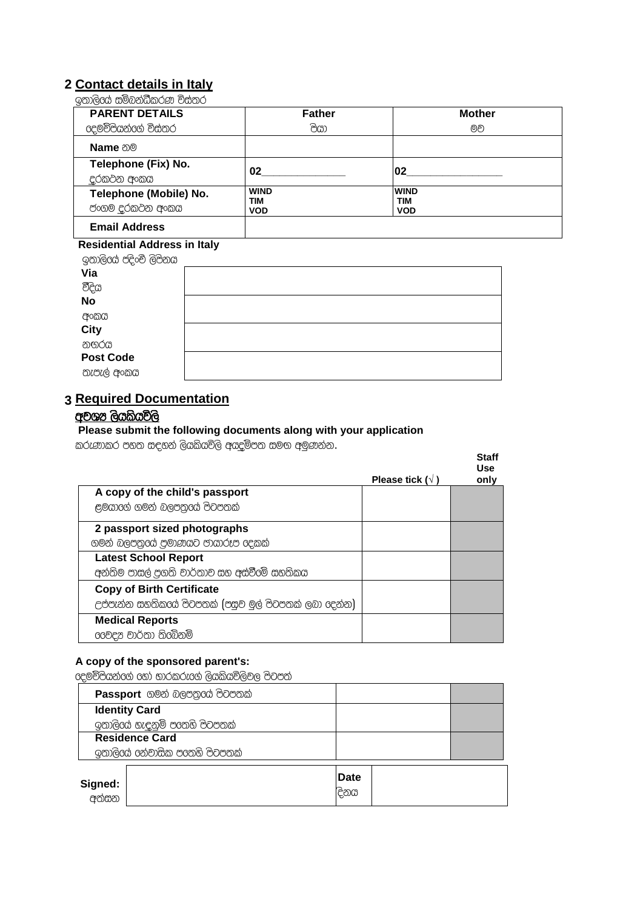## 2 Contact details in Italy

ඉතාලියේ සම්බන්ධීකරණ විස්තර

| PARENT DETAILS<br>දෙමව්පියන්ගේ විස්තර | Father<br>පියා | Mother<br>මව |
|---|---|---|
| **Name** නම | | |
| **Telephone (Fix) No.**<br>දුරකථන අංකය | 02______________ | 02________________ |
| **Telephone (Mobile) No.**<br>ජංගම දුරකථන අංකය | WIND<br>TIM<br>VOD | WIND<br>TIM<br>VOD |
| **Email Address** | | |

**Residential Address in Italy**

ඉතාලියේ පදිංචි ලිපිනය

| | |
|---|---|
| **Via**<br>වීදිය | |
| **No**<br>අංකය | |
| **City**<br>නගරය | |
| **Post Code**<br>තැපැල් අංකය | |

## 3 Required Documentation

**අවශ්‍ය ලියකියවිලි**

**Please submit the following documents along with your application**

කරුණාකර පහත සඳහන් ලියකියවිලි අයදුම්පත සමඟ අමුණන්න.

| | Please tick (√) | Staff Use only |
|---|---|---|
| **A copy of the child's passport**<br>ළමයාගේ ගමන් බලපත්‍රයේ පිටපතක් | | |
| **2 passport sized photographs**<br>ගමන් බලපත්‍රයේ ප්‍රමාණයට ඡායාරූප දෙකක් | | |
| **Latest School Report**<br>අන්තිම පාසල් ප්‍රගති වාර්තාව සහ අස්වීමේ සහතිකය | | |
| **Copy of Birth Certificate**<br>උප්පැන්න සහතිකයේ පිටපතක් (පසුව මුල් පිටපතක් ලබා දෙන්න) | | |
| **Medical Reports**<br>වෛද්‍ය වාර්තා තිබේනම් | | |

**A copy of the sponsored parent's:**

දෙමව්පියන්ගේ හෝ භාරකරුගේ ලියකියවිලිවල පිටපත්

| | | |
|---|---|---|
| **Passport** ගමන් බලපත්‍රයේ පිටපතක් | | |
| **Identity Card**<br>ඉතාලියේ හැඳුනුම් පතෙහි පිටපතක් | | |
| **Residence Card**<br>ඉතාලියේ නේවාසික පතෙහි පිටපතක් | | |

| | | | |
|---|---|---|---|
| **Signed:**<br>අත්සන | | **Date**<br>දිනය | |